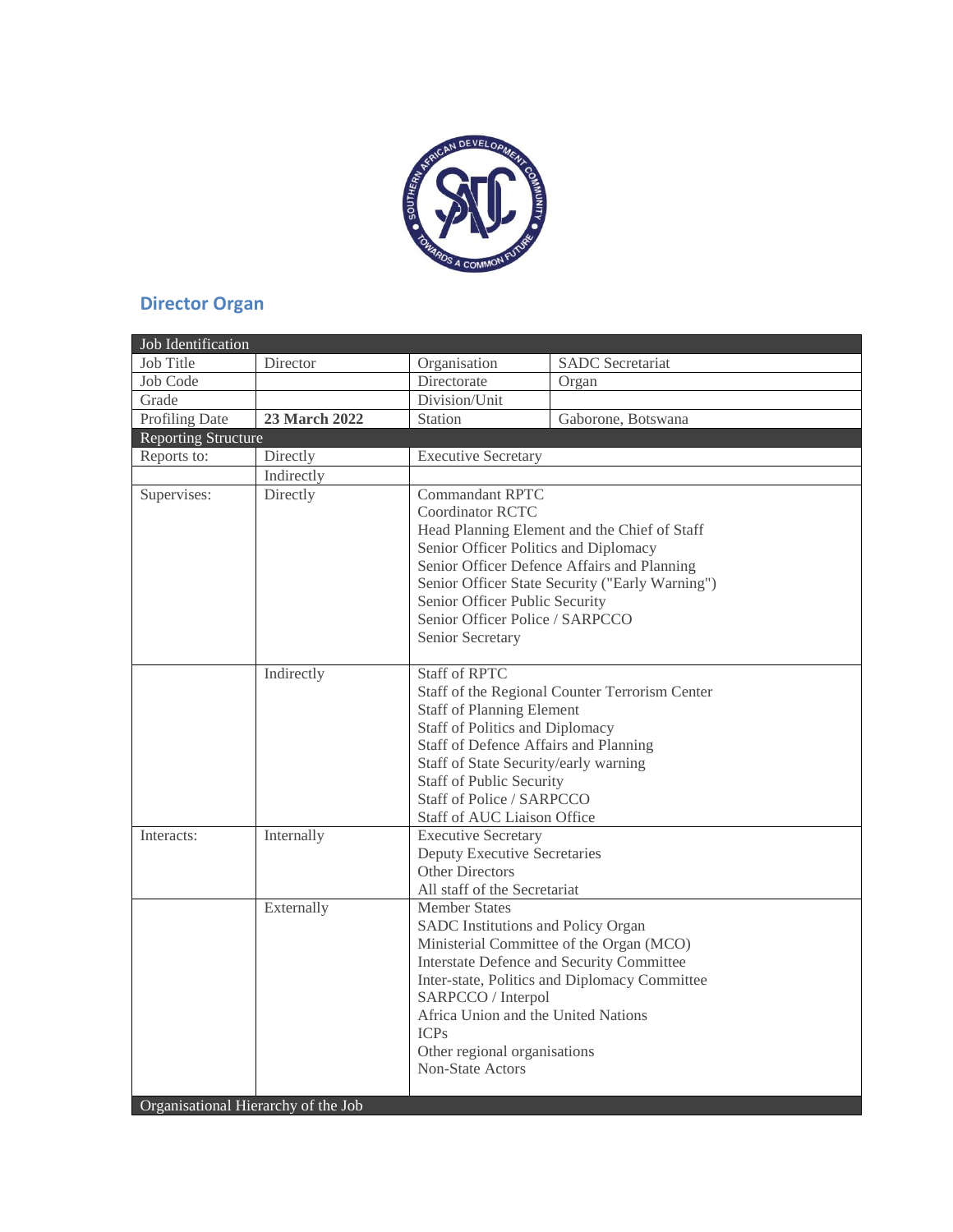## Director Organ

| Job Identification | | | |
|---|---|---|---|
| Job Title | Director | Organisation | SADC Secretariat |
| Job Code | | Directorate | Organ |
| Grade | | Division/Unit | |
| Profiling Date | **23 March 2022** | Station | Gaborone, Botswana |
| **Reporting Structure** | | | |
| Reports to: | Directly | Executive Secretary | |
| | Indirectly | | |
| Supervises: | Directly | Commandant RPTC<br>Coordinator RCTC<br>Head Planning Element and the Chief of Staff<br>Senior Officer Politics and Diplomacy<br>Senior Officer Defence Affairs and Planning<br>Senior Officer State Security ("Early Warning")<br>Senior Officer Public Security<br>Senior Officer Police / SARPCCO<br>Senior Secretary | |
| | Indirectly | Staff of RPTC<br>Staff of the Regional Counter Terrorism Center<br>Staff of Planning Element<br>Staff of Politics and Diplomacy<br>Staff of Defence Affairs and Planning<br>Staff of State Security/early warning<br>Staff of Public Security<br>Staff of Police / SARPCCO<br>Staff of AUC Liaison Office | |
| Interacts: | Internally | Executive Secretary<br>Deputy Executive Secretaries<br>Other Directors<br>All staff of the Secretariat | |
| | Externally | Member States<br>SADC Institutions and Policy Organ<br>Ministerial Committee of the Organ (MCO)<br>Interstate Defence and Security Committee<br>Inter-state, Politics and Diplomacy Committee<br>SARPCCO / Interpol<br>Africa Union and the United Nations<br>ICPs<br>Other regional organisations<br>Non-State Actors | |
| **Organisational Hierarchy of the Job** | | | |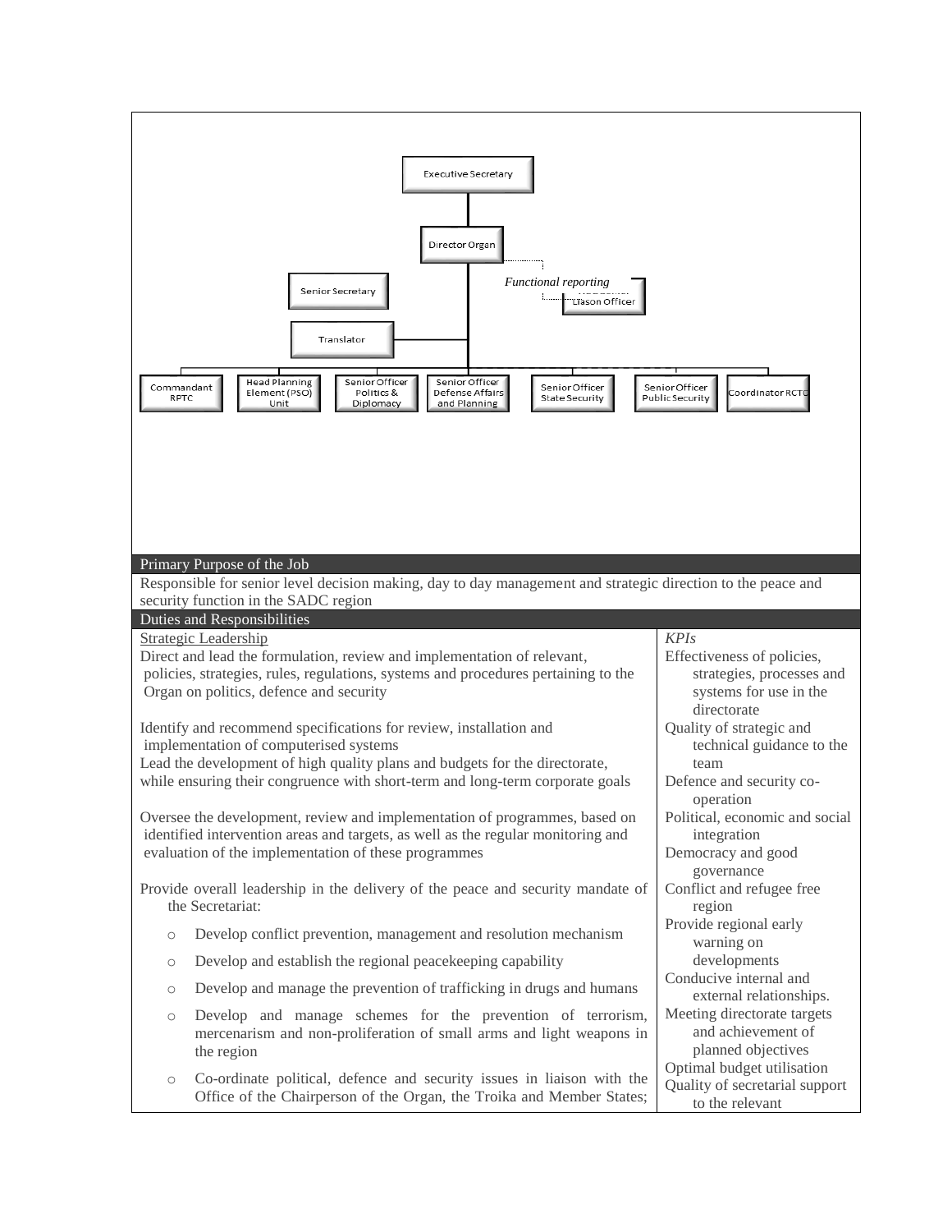Executive Secretary

Director Organ

*Functional reporting*

Liason Officer

Senior Secretary

Translator

Commandant RPTC | Head Planning Element (PSO) Unit | Senior Officer Politics & Diplomacy | Senior Officer Defense Affairs and Planning | Senior Officer State Security | Senior Officer Public Security | Coordinator RCTC

| Primary Purpose of the Job | |
|---|---|
| Responsible for senior level decision making, day to day management and strategic direction to the peace and security function in the SADC region | |
| **Duties and Responsibilities** | |
| Strategic Leadership<br><br>Direct and lead the formulation, review and implementation of relevant, policies, strategies, rules, regulations, systems and procedures pertaining to the Organ on politics, defence and security<br><br>Identify and recommend specifications for review, installation and implementation of computerised systems<br>Lead the development of high quality plans and budgets for the directorate, while ensuring their congruence with short-term and long-term corporate goals<br><br>Oversee the development, review and implementation of programmes, based on identified intervention areas and targets, as well as the regular monitoring and evaluation of the implementation of these programmes<br><br>Provide overall leadership in the delivery of the peace and security mandate of the Secretariat:<br>○ Develop conflict prevention, management and resolution mechanism<br>○ Develop and establish the regional peacekeeping capability<br>○ Develop and manage the prevention of trafficking in drugs and humans<br>○ Develop and manage schemes for the prevention of terrorism, mercenarism and non-proliferation of small arms and light weapons in the region<br>○ Co-ordinate political, defence and security issues in liaison with the Office of the Chairperson of the Organ, the Troika and Member States; | *KPIs*<br>Effectiveness of policies, strategies, processes and systems for use in the directorate<br>Quality of strategic and technical guidance to the team<br>Defence and security co-operation<br>Political, economic and social integration<br>Democracy and good governance<br>Conflict and refugee free region<br>Provide regional early warning on developments<br>Conducive internal and external relationships.<br>Meeting directorate targets and achievement of planned objectives<br>Optimal budget utilisation<br>Quality of secretarial support to the relevant |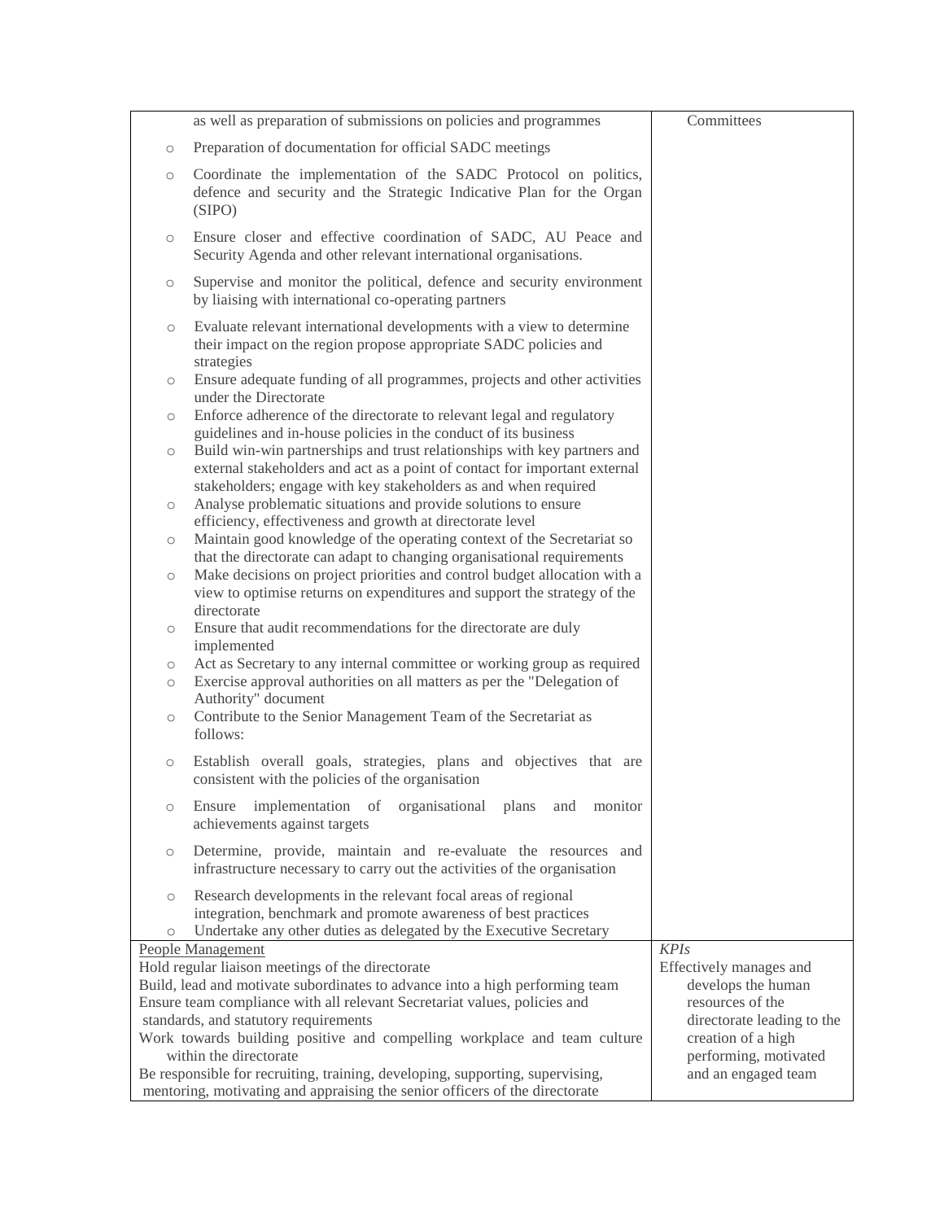| | |
|---|---|
| as well as preparation of submissions on policies and programmes<br>◦ Preparation of documentation for official SADC meetings<br>◦ Coordinate the implementation of the SADC Protocol on politics, defence and security and the Strategic Indicative Plan for the Organ (SIPO)<br>◦ Ensure closer and effective coordination of SADC, AU Peace and Security Agenda and other relevant international organisations.<br>◦ Supervise and monitor the political, defence and security environment by liaising with international co-operating partners<br>◦ Evaluate relevant international developments with a view to determine their impact on the region propose appropriate SADC policies and strategies<br>◦ Ensure adequate funding of all programmes, projects and other activities under the Directorate<br>◦ Enforce adherence of the directorate to relevant legal and regulatory guidelines and in-house policies in the conduct of its business<br>◦ Build win-win partnerships and trust relationships with key partners and external stakeholders and act as a point of contact for important external stakeholders; engage with key stakeholders as and when required<br>◦ Analyse problematic situations and provide solutions to ensure efficiency, effectiveness and growth at directorate level<br>◦ Maintain good knowledge of the operating context of the Secretariat so that the directorate can adapt to changing organisational requirements<br>◦ Make decisions on project priorities and control budget allocation with a view to optimise returns on expenditures and support the strategy of the directorate<br>◦ Ensure that audit recommendations for the directorate are duly implemented<br>◦ Act as Secretary to any internal committee or working group as required<br>◦ Exercise approval authorities on all matters as per the "Delegation of Authority" document<br>◦ Contribute to the Senior Management Team of the Secretariat as follows:<br>◦ Establish overall goals, strategies, plans and objectives that are consistent with the policies of the organisation<br>◦ Ensure implementation of organisational plans and monitor achievements against targets<br>◦ Determine, provide, maintain and re-evaluate the resources and infrastructure necessary to carry out the activities of the organisation<br>◦ Research developments in the relevant focal areas of regional integration, benchmark and promote awareness of best practices<br>◦ Undertake any other duties as delegated by the Executive Secretary | Committees |
| People Management<br>Hold regular liaison meetings of the directorate<br>Build, lead and motivate subordinates to advance into a high performing team<br>Ensure team compliance with all relevant Secretariat values, policies and standards, and statutory requirements<br>Work towards building positive and compelling workplace and team culture within the directorate<br>Be responsible for recruiting, training, developing, supporting, supervising, mentoring, motivating and appraising the senior officers of the directorate | *KPIs*<br>Effectively manages and develops the human resources of the directorate leading to the creation of a high performing, motivated and an engaged team |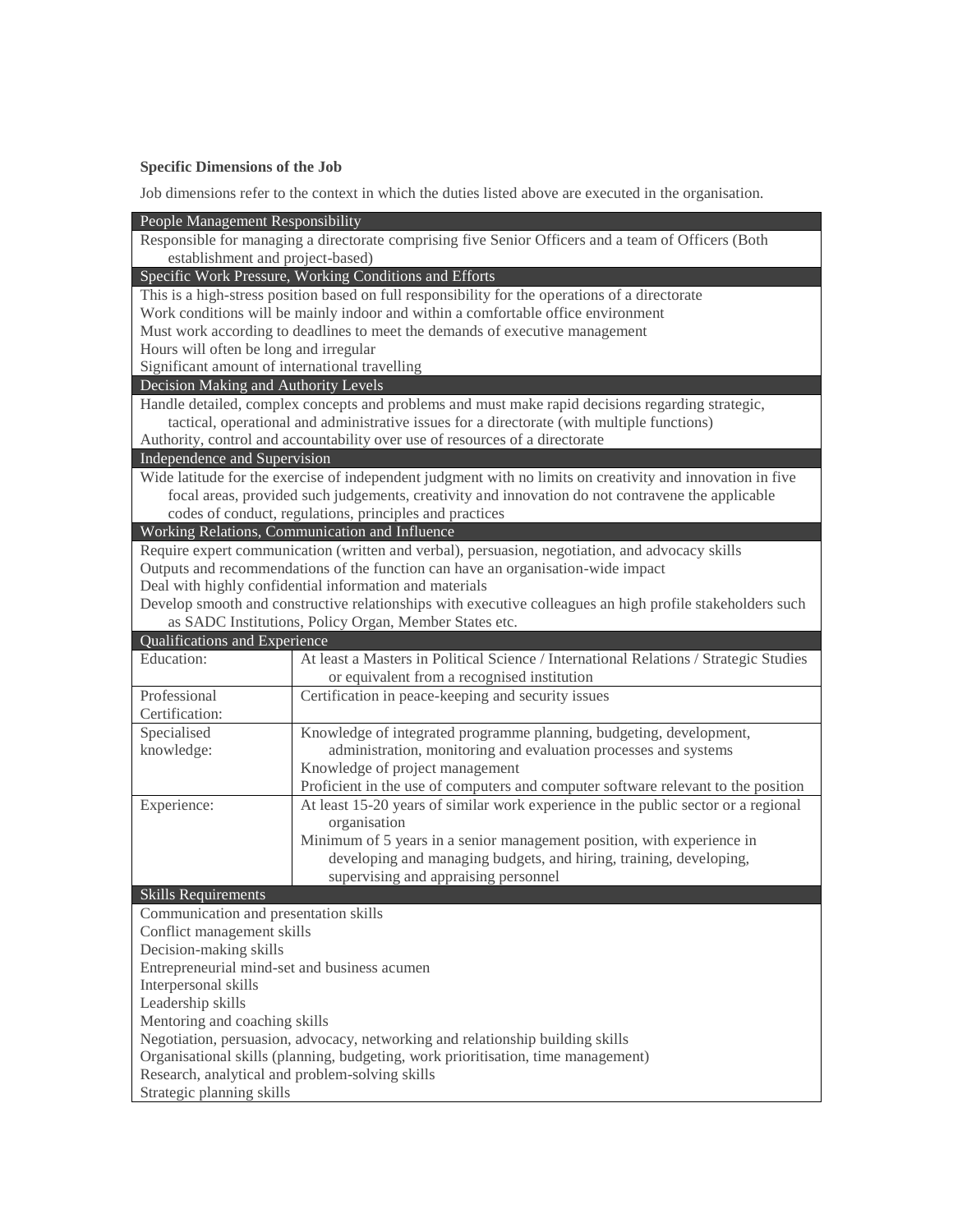**Specific Dimensions of the Job**

Job dimensions refer to the context in which the duties listed above are executed in the organisation.

| People Management Responsibility | |
|---|---|
| Responsible for managing a directorate comprising five Senior Officers and a team of Officers (Both establishment and project-based) | |
| **Specific Work Pressure, Working Conditions and Efforts** | |
| This is a high-stress position based on full responsibility for the operations of a directorate<br>Work conditions will be mainly indoor and within a comfortable office environment<br>Must work according to deadlines to meet the demands of executive management<br>Hours will often be long and irregular<br>Significant amount of international travelling | |
| **Decision Making and Authority Levels** | |
| Handle detailed, complex concepts and problems and must make rapid decisions regarding strategic, tactical, operational and administrative issues for a directorate (with multiple functions)<br>Authority, control and accountability over use of resources of a directorate | |
| **Independence and Supervision** | |
| Wide latitude for the exercise of independent judgment with no limits on creativity and innovation in five focal areas, provided such judgements, creativity and innovation do not contravene the applicable codes of conduct, regulations, principles and practices | |
| **Working Relations, Communication and Influence** | |
| Require expert communication (written and verbal), persuasion, negotiation, and advocacy skills<br>Outputs and recommendations of the function can have an organisation-wide impact<br>Deal with highly confidential information and materials<br>Develop smooth and constructive relationships with executive colleagues an high profile stakeholders such as SADC Institutions, Policy Organ, Member States etc. | |
| **Qualifications and Experience** | |
| Education: | At least a Masters in Political Science / International Relations / Strategic Studies or equivalent from a recognised institution |
| Professional Certification: | Certification in peace-keeping and security issues |
| Specialised knowledge: | Knowledge of integrated programme planning, budgeting, development, administration, monitoring and evaluation processes and systems<br>Knowledge of project management<br>Proficient in the use of computers and computer software relevant to the position |
| Experience: | At least 15-20 years of similar work experience in the public sector or a regional organisation<br>Minimum of 5 years in a senior management position, with experience in developing and managing budgets, and hiring, training, developing, supervising and appraising personnel |
| **Skills Requirements** | |
| Communication and presentation skills<br>Conflict management skills<br>Decision-making skills<br>Entrepreneurial mind-set and business acumen<br>Interpersonal skills<br>Leadership skills<br>Mentoring and coaching skills<br>Negotiation, persuasion, advocacy, networking and relationship building skills<br>Organisational skills (planning, budgeting, work prioritisation, time management)<br>Research, analytical and problem-solving skills<br>Strategic planning skills | |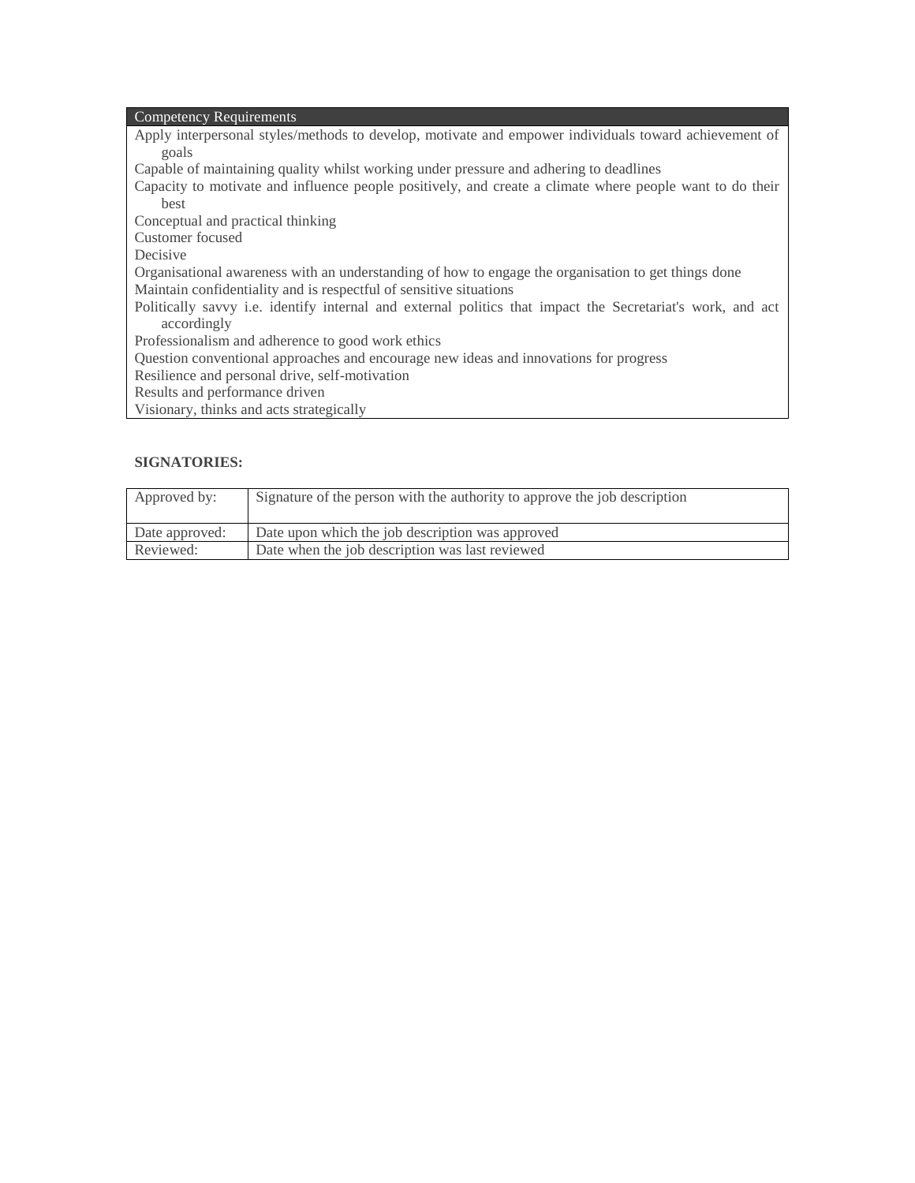| Competency Requirements |
| --- |
| Apply interpersonal styles/methods to develop, motivate and empower individuals toward achievement of goals |
| Capable of maintaining quality whilst working under pressure and adhering to deadlines |
| Capacity to motivate and influence people positively, and create a climate where people want to do their best |
| Conceptual and practical thinking |
| Customer focused |
| Decisive |
| Organisational awareness with an understanding of how to engage the organisation to get things done |
| Maintain confidentiality and is respectful of sensitive situations |
| Politically savvy i.e. identify internal and external politics that impact the Secretariat's work, and act accordingly |
| Professionalism and adherence to good work ethics |
| Question conventional approaches and encourage new ideas and innovations for progress |
| Resilience and personal drive, self-motivation |
| Results and performance driven |
| Visionary, thinks and acts strategically |

**SIGNATORIES:**

| | |
| --- | --- |
| Approved by: | Signature of the person with the authority to approve the job description |
| Date approved: | Date upon which the job description was approved |
| Reviewed: | Date when the job description was last reviewed |